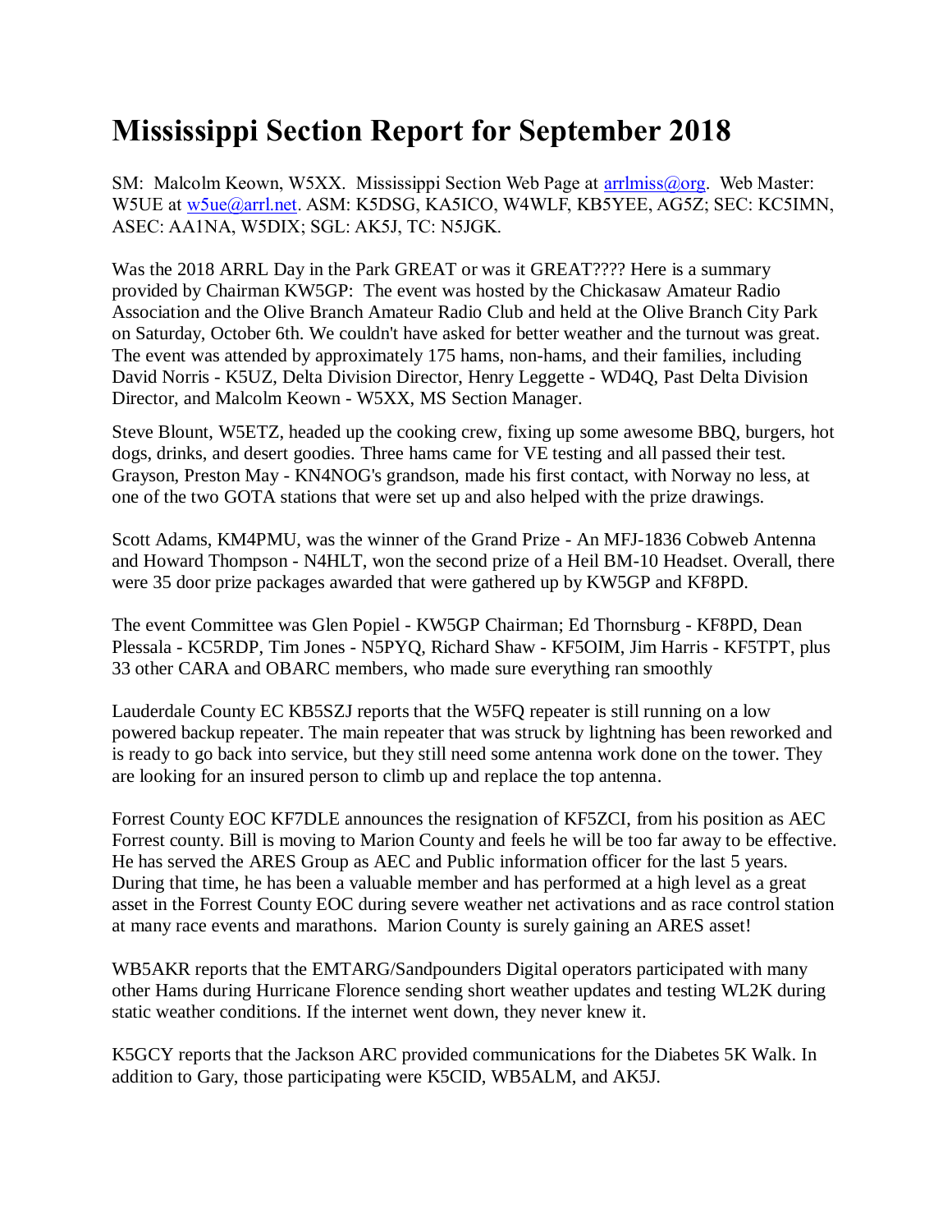# Mississippi Section Report for September 2018

SM: Malcolm Keown, W5XX. Mississippi Section Web Page at arrlmiss@org. Web Master: W5UE at w5ue@arrl.net. ASM: K5DSG, KA5ICO, W4WLF, KB5YEE, AG5Z; SEC: KC5IMN, ASEC: AA1NA, W5DIX; SGL: AK5J, TC: N5JGK.

Was the 2018 ARRL Day in the Park GREAT or was it GREAT???? Here is a summary provided by Chairman KW5GP: The event was hosted by the Chickasaw Amateur Radio Association and the Olive Branch Amateur Radio Club and held at the Olive Branch City Park on Saturday, October 6th. We couldn't have asked for better weather and the turnout was great. The event was attended by approximately 175 hams, non-hams, and their families, including David Norris - K5UZ, Delta Division Director, Henry Leggette - WD4Q, Past Delta Division Director, and Malcolm Keown - W5XX, MS Section Manager.

Steve Blount, W5ETZ, headed up the cooking crew, fixing up some awesome BBQ, burgers, hot dogs, drinks, and desert goodies. Three hams came for VE testing and all passed their test. Grayson, Preston May - KN4NOG's grandson, made his first contact, with Norway no less, at one of the two GOTA stations that were set up and also helped with the prize drawings.

Scott Adams, KM4PMU, was the winner of the Grand Prize - An MFJ-1836 Cobweb Antenna and Howard Thompson - N4HLT, won the second prize of a Heil BM-10 Headset. Overall, there were 35 door prize packages awarded that were gathered up by KW5GP and KF8PD.

The event Committee was Glen Popiel - KW5GP Chairman; Ed Thornsburg - KF8PD, Dean Plessala - KC5RDP, Tim Jones - N5PYQ, Richard Shaw - KF5OIM, Jim Harris - KF5TPT, plus 33 other CARA and OBARC members, who made sure everything ran smoothly

Lauderdale County EC KB5SZJ reports that the W5FQ repeater is still running on a low powered backup repeater. The main repeater that was struck by lightning has been reworked and is ready to go back into service, but they still need some antenna work done on the tower. They are looking for an insured person to climb up and replace the top antenna.

Forrest County EOC KF7DLE announces the resignation of KF5ZCI, from his position as AEC Forrest county. Bill is moving to Marion County and feels he will be too far away to be effective. He has served the ARES Group as AEC and Public information officer for the last 5 years. During that time, he has been a valuable member and has performed at a high level as a great asset in the Forrest County EOC during severe weather net activations and as race control station at many race events and marathons. Marion County is surely gaining an ARES asset!

WB5AKR reports that the EMTARG/Sandpounders Digital operators participated with many other Hams during Hurricane Florence sending short weather updates and testing WL2K during static weather conditions. If the internet went down, they never knew it.

K5GCY reports that the Jackson ARC provided communications for the Diabetes 5K Walk. In addition to Gary, those participating were K5CID, WB5ALM, and AK5J.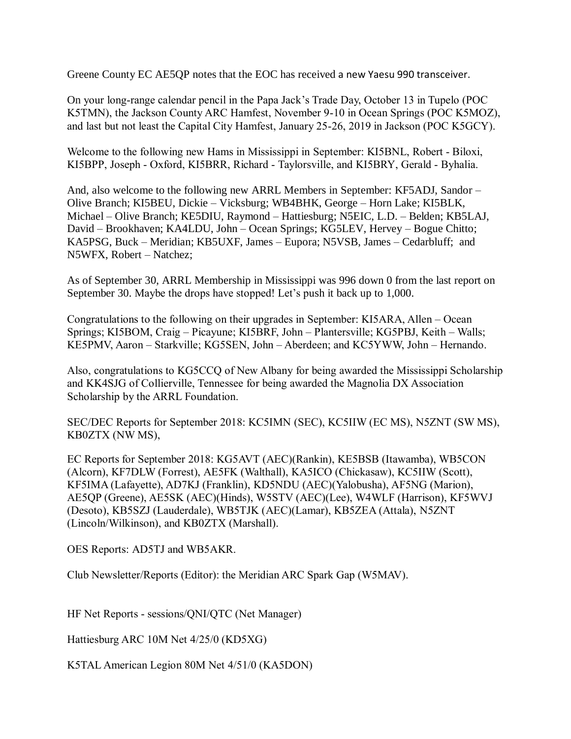Greene County EC AE5QP notes that the EOC has received a new Yaesu 990 transceiver.

On your long-range calendar pencil in the Papa Jack's Trade Day, October 13 in Tupelo (POC K5TMN), the Jackson County ARC Hamfest, November 9-10 in Ocean Springs (POC K5MOZ), and last but not least the Capital City Hamfest, January 25-26, 2019 in Jackson (POC K5GCY).

Welcome to the following new Hams in Mississippi in September: KI5BNL, Robert - Biloxi, KI5BPP, Joseph - Oxford, KI5BRR, Richard - Taylorsville, and KI5BRY, Gerald - Byhalia.

And, also welcome to the following new ARRL Members in September: KF5ADJ, Sandor – Olive Branch; KI5BEU, Dickie – Vicksburg; WB4BHK, George – Horn Lake; KI5BLK, Michael – Olive Branch; KE5DIU, Raymond – Hattiesburg; N5EIC, L.D. – Belden; KB5LAJ, David – Brookhaven; KA4LDU, John – Ocean Springs; KG5LEV, Hervey – Bogue Chitto; KA5PSG, Buck – Meridian; KB5UXF, James – Eupora; N5VSB, James – Cedarbluff; and N5WFX, Robert – Natchez;

As of September 30, ARRL Membership in Mississippi was 996 down 0 from the last report on September 30. Maybe the drops have stopped! Let's push it back up to 1,000.

Congratulations to the following on their upgrades in September: KI5ARA, Allen – Ocean Springs; KI5BOM, Craig – Picayune; KI5BRF, John – Plantersville; KG5PBJ, Keith – Walls; KE5PMV, Aaron – Starkville; KG5SEN, John – Aberdeen; and KC5YWW, John – Hernando.

Also, congratulations to KG5CCQ of New Albany for being awarded the Mississippi Scholarship and KK4SJG of Collierville, Tennessee for being awarded the Magnolia DX Association Scholarship by the ARRL Foundation.

SEC/DEC Reports for September 2018: KC5IMN (SEC), KC5IIW (EC MS), N5ZNT (SW MS), KB0ZTX (NW MS),

EC Reports for September 2018: KG5AVT (AEC)(Rankin), KE5BSB (Itawamba), WB5CON (Alcorn), KF7DLW (Forrest), AE5FK (Walthall), KA5ICO (Chickasaw), KC5IIW (Scott), KF5IMA (Lafayette), AD7KJ (Franklin), KD5NDU (AEC)(Yalobusha), AF5NG (Marion), AE5QP (Greene), AE5SK (AEC)(Hinds), W5STV (AEC)(Lee), W4WLF (Harrison), KF5WVJ (Desoto), KB5SZJ (Lauderdale), WB5TJK (AEC)(Lamar), KB5ZEA (Attala), N5ZNT (Lincoln/Wilkinson), and KB0ZTX (Marshall).

OES Reports: AD5TJ and WB5AKR.

Club Newsletter/Reports (Editor): the Meridian ARC Spark Gap (W5MAV).

HF Net Reports - sessions/QNI/QTC (Net Manager)

Hattiesburg ARC 10M Net 4/25/0 (KD5XG)

K5TAL American Legion 80M Net 4/51/0 (KA5DON)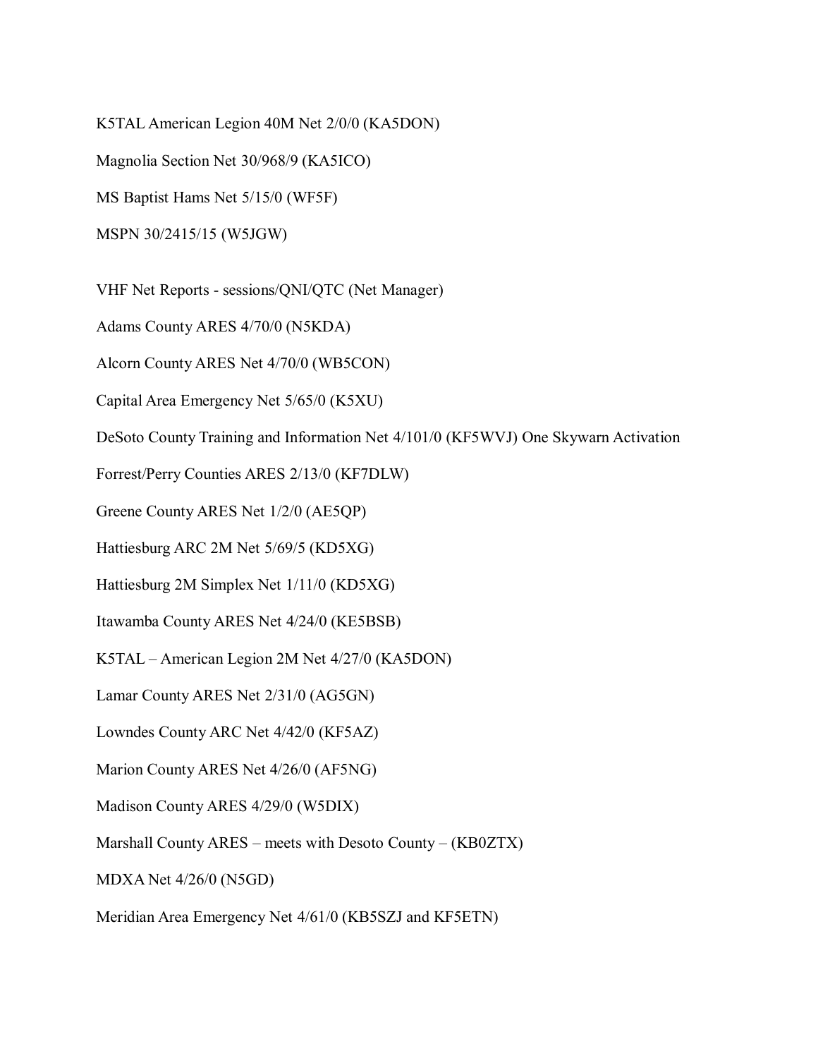K5TAL American Legion 40M Net 2/0/0 (KA5DON)

Magnolia Section Net 30/968/9 (KA5ICO)

MS Baptist Hams Net 5/15/0 (WF5F)

MSPN 30/2415/15 (W5JGW)

VHF Net Reports - sessions/QNI/QTC (Net Manager)

Adams County ARES 4/70/0 (N5KDA)

Alcorn County ARES Net 4/70/0 (WB5CON)

Capital Area Emergency Net 5/65/0 (K5XU)

DeSoto County Training and Information Net 4/101/0 (KF5WVJ) One Skywarn Activation

Forrest/Perry Counties ARES 2/13/0 (KF7DLW)

Greene County ARES Net 1/2/0 (AE5QP)

Hattiesburg ARC 2M Net 5/69/5 (KD5XG)

Hattiesburg 2M Simplex Net 1/11/0 (KD5XG)

Itawamba County ARES Net 4/24/0 (KE5BSB)

K5TAL – American Legion 2M Net 4/27/0 (KA5DON)

Lamar County ARES Net 2/31/0 (AG5GN)

Lowndes County ARC Net 4/42/0 (KF5AZ)

Marion County ARES Net 4/26/0 (AF5NG)

Madison County ARES 4/29/0 (W5DIX)

Marshall County ARES – meets with Desoto County – (KB0ZTX)

MDXA Net 4/26/0 (N5GD)

Meridian Area Emergency Net 4/61/0 (KB5SZJ and KF5ETN)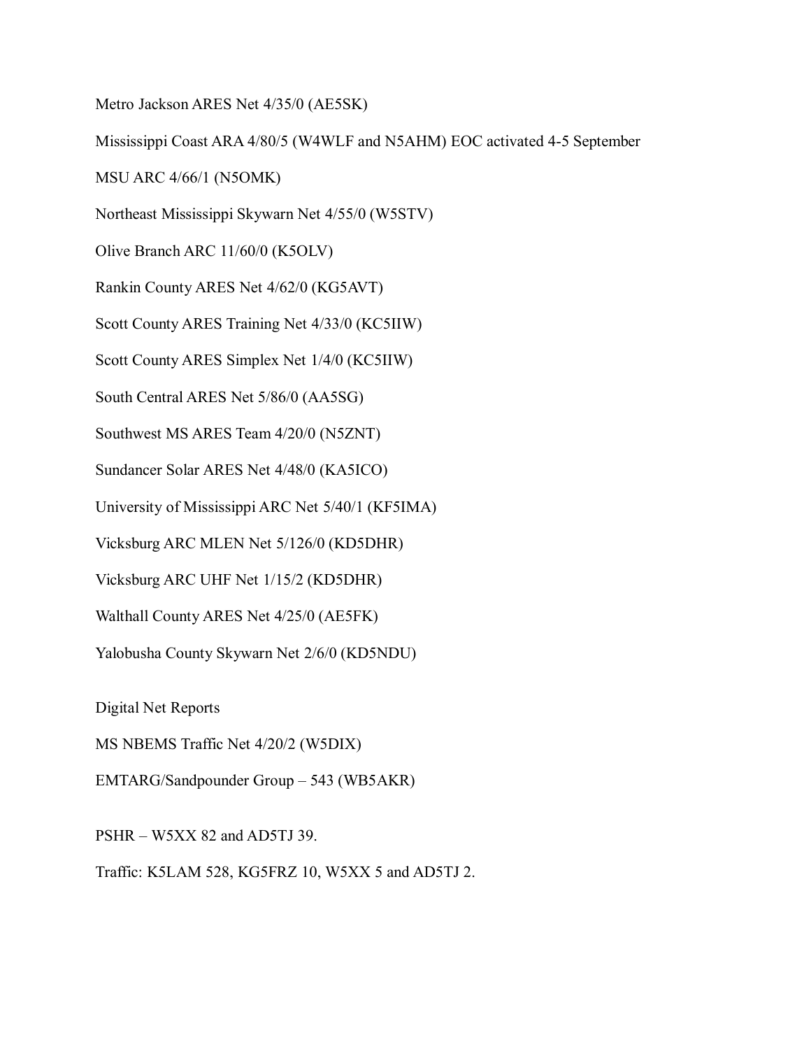Metro Jackson ARES Net 4/35/0 (AE5SK)

Mississippi Coast ARA 4/80/5 (W4WLF and N5AHM) EOC activated 4-5 September

MSU ARC 4/66/1 (N5OMK)

Northeast Mississippi Skywarn Net 4/55/0 (W5STV)

Olive Branch ARC 11/60/0 (K5OLV)

Rankin County ARES Net 4/62/0 (KG5AVT)

Scott County ARES Training Net 4/33/0 (KC5IIW)

Scott County ARES Simplex Net 1/4/0 (KC5IIW)

South Central ARES Net 5/86/0 (AA5SG)

Southwest MS ARES Team 4/20/0 (N5ZNT)

Sundancer Solar ARES Net 4/48/0 (KA5ICO)

University of Mississippi ARC Net 5/40/1 (KF5IMA)

Vicksburg ARC MLEN Net 5/126/0 (KD5DHR)

Vicksburg ARC UHF Net 1/15/2 (KD5DHR)

Walthall County ARES Net 4/25/0 (AE5FK)

Yalobusha County Skywarn Net 2/6/0 (KD5NDU)

Digital Net Reports

MS NBEMS Traffic Net 4/20/2 (W5DIX)

EMTARG/Sandpounder Group – 543 (WB5AKR)

PSHR – W5XX 82 and AD5TJ 39.

Traffic: K5LAM 528, KG5FRZ 10, W5XX 5 and AD5TJ 2.